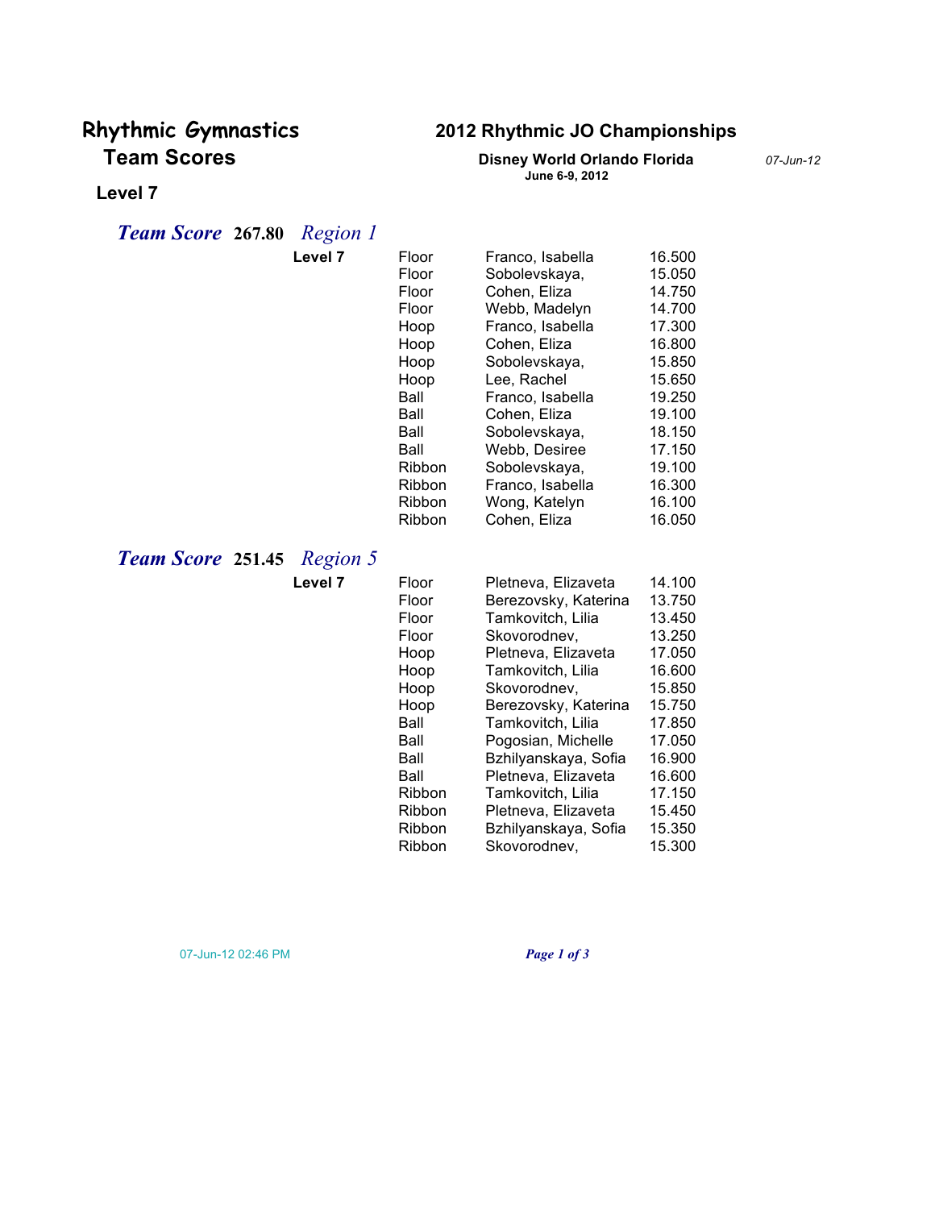# Rhythmic Gymnastics Team Scores

## 2012 Rhythmic JO Championships

**Disney World Orlando Florida**
**June 6-9, 2012**

*07-Jun-12*

### Level 7

### *Team Score* **267.80** *Region 1*

| Level | Event | Gymnast | Score |
|---|---|---|---|
| **Level 7** | Floor | Franco, Isabella | 16.500 |
| | Floor | Sobolevskaya, | 15.050 |
| | Floor | Cohen, Eliza | 14.750 |
| | Floor | Webb, Madelyn | 14.700 |
| | Hoop | Franco, Isabella | 17.300 |
| | Hoop | Cohen, Eliza | 16.800 |
| | Hoop | Sobolevskaya, | 15.850 |
| | Hoop | Lee, Rachel | 15.650 |
| | Ball | Franco, Isabella | 19.250 |
| | Ball | Cohen, Eliza | 19.100 |
| | Ball | Sobolevskaya, | 18.150 |
| | Ball | Webb, Desiree | 17.150 |
| | Ribbon | Sobolevskaya, | 19.100 |
| | Ribbon | Franco, Isabella | 16.300 |
| | Ribbon | Wong, Katelyn | 16.100 |
| | Ribbon | Cohen, Eliza | 16.050 |

### *Team Score* **251.45** *Region 5*

| Level | Event | Gymnast | Score |
|---|---|---|---|
| **Level 7** | Floor | Pletneva, Elizaveta | 14.100 |
| | Floor | Berezovsky, Katerina | 13.750 |
| | Floor | Tamkovitch, Lilia | 13.450 |
| | Floor | Skovorodnev, | 13.250 |
| | Hoop | Pletneva, Elizaveta | 17.050 |
| | Hoop | Tamkovitch, Lilia | 16.600 |
| | Hoop | Skovorodnev, | 15.850 |
| | Hoop | Berezovsky, Katerina | 15.750 |
| | Ball | Tamkovitch, Lilia | 17.850 |
| | Ball | Pogosian, Michelle | 17.050 |
| | Ball | Bzhilyanskaya, Sofia | 16.900 |
| | Ball | Pletneva, Elizaveta | 16.600 |
| | Ribbon | Tamkovitch, Lilia | 17.150 |
| | Ribbon | Pletneva, Elizaveta | 15.450 |
| | Ribbon | Bzhilyanskaya, Sofia | 15.350 |
| | Ribbon | Skovorodnev, | 15.300 |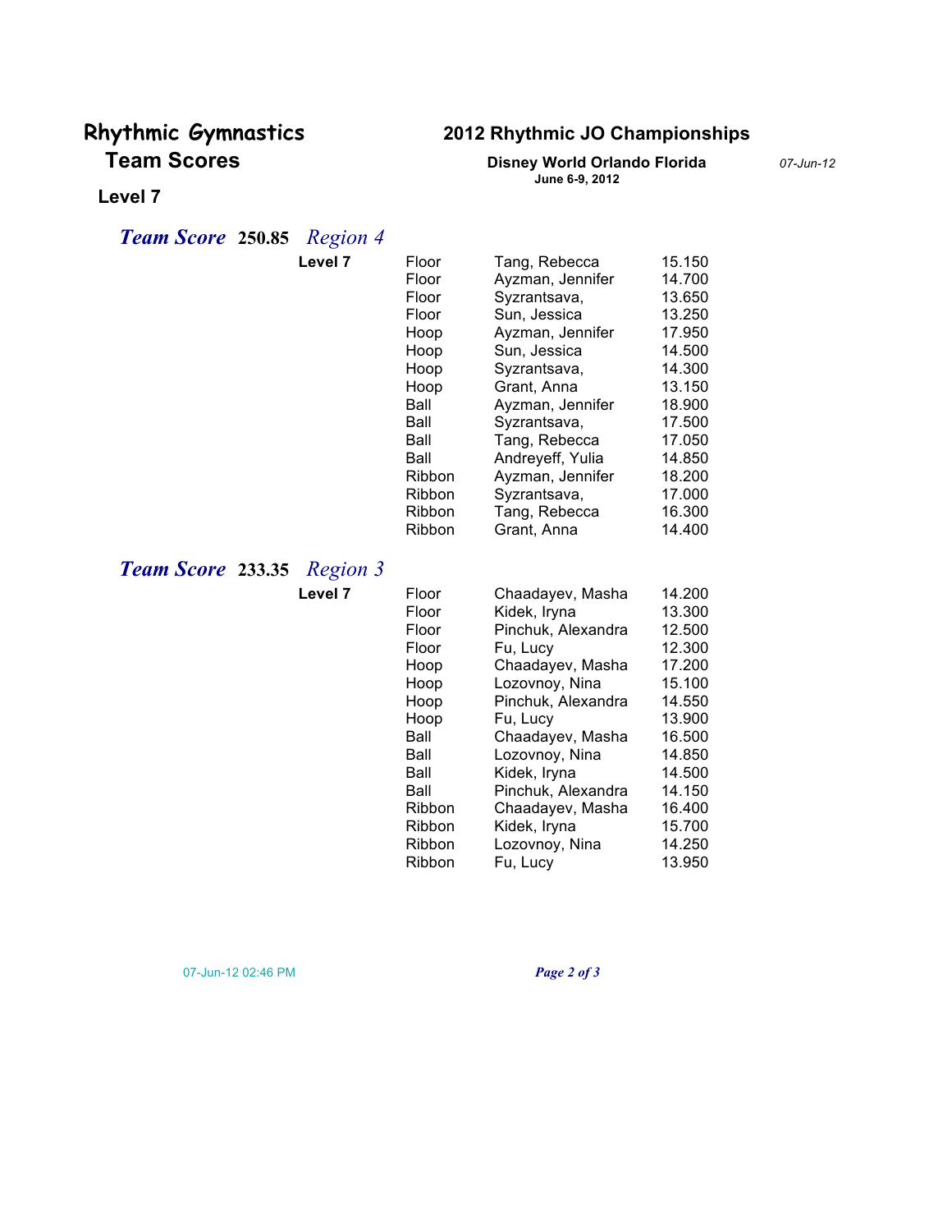# Rhythmic Gymnastics Team Scores

## 2012 Rhythmic JO Championships

**Disney World Orlando Florida**
**June 6-9, 2012**

*07-Jun-12*

### Level 7

### *Team Score* 250.85 *Region 4*

| Level | Event | Name | Score |
|---|---|---|---|
| **Level 7** | Floor | Tang, Rebecca | 15.150 |
| | Floor | Ayzman, Jennifer | 14.700 |
| | Floor | Syzrantsava, | 13.650 |
| | Floor | Sun, Jessica | 13.250 |
| | Hoop | Ayzman, Jennifer | 17.950 |
| | Hoop | Sun, Jessica | 14.500 |
| | Hoop | Syzrantsava, | 14.300 |
| | Hoop | Grant, Anna | 13.150 |
| | Ball | Ayzman, Jennifer | 18.900 |
| | Ball | Syzrantsava, | 17.500 |
| | Ball | Tang, Rebecca | 17.050 |
| | Ball | Andreyeff, Yulia | 14.850 |
| | Ribbon | Ayzman, Jennifer | 18.200 |
| | Ribbon | Syzrantsava, | 17.000 |
| | Ribbon | Tang, Rebecca | 16.300 |
| | Ribbon | Grant, Anna | 14.400 |

### *Team Score* 233.35 *Region 3*

| Level | Event | Name | Score |
|---|---|---|---|
| **Level 7** | Floor | Chaadayev, Masha | 14.200 |
| | Floor | Kidek, Iryna | 13.300 |
| | Floor | Pinchuk, Alexandra | 12.500 |
| | Floor | Fu, Lucy | 12.300 |
| | Hoop | Chaadayev, Masha | 17.200 |
| | Hoop | Lozovnoy, Nina | 15.100 |
| | Hoop | Pinchuk, Alexandra | 14.550 |
| | Hoop | Fu, Lucy | 13.900 |
| | Ball | Chaadayev, Masha | 16.500 |
| | Ball | Lozovnoy, Nina | 14.850 |
| | Ball | Kidek, Iryna | 14.500 |
| | Ball | Pinchuk, Alexandra | 14.150 |
| | Ribbon | Chaadayev, Masha | 16.400 |
| | Ribbon | Kidek, Iryna | 15.700 |
| | Ribbon | Lozovnoy, Nina | 14.250 |
| | Ribbon | Fu, Lucy | 13.950 |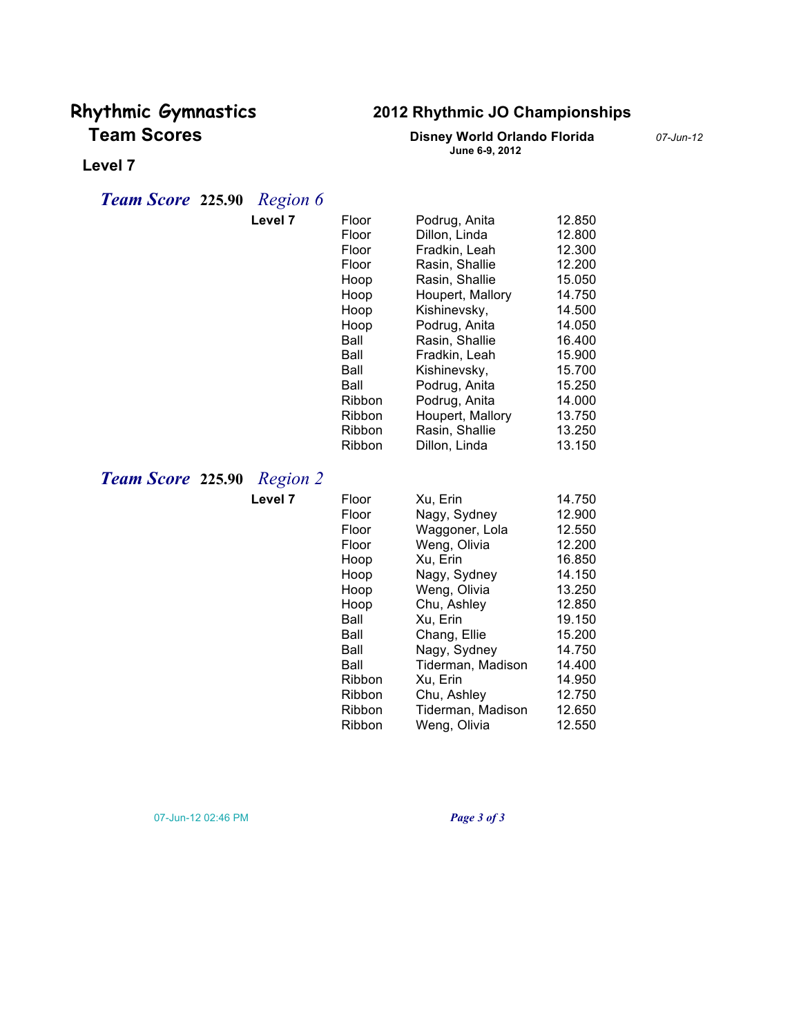# Rhythmic Gymnastics

## Team Scores

## 2012 Rhythmic JO Championships

**Disney World Orlando Florida**
**June 6-9, 2012**

*07-Jun-12*

### Level 7

### *Team Score* 225.90 *Region 6*

| | | | |
|---|---|---|---|
| **Level 7** | Floor | Podrug, Anita | 12.850 |
| | Floor | Dillon, Linda | 12.800 |
| | Floor | Fradkin, Leah | 12.300 |
| | Floor | Rasin, Shallie | 12.200 |
| | Hoop | Rasin, Shallie | 15.050 |
| | Hoop | Houpert, Mallory | 14.750 |
| | Hoop | Kishinevsky, | 14.500 |
| | Hoop | Podrug, Anita | 14.050 |
| | Ball | Rasin, Shallie | 16.400 |
| | Ball | Fradkin, Leah | 15.900 |
| | Ball | Kishinevsky, | 15.700 |
| | Ball | Podrug, Anita | 15.250 |
| | Ribbon | Podrug, Anita | 14.000 |
| | Ribbon | Houpert, Mallory | 13.750 |
| | Ribbon | Rasin, Shallie | 13.250 |
| | Ribbon | Dillon, Linda | 13.150 |

### *Team Score* 225.90 *Region 2*

| | | | |
|---|---|---|---|
| **Level 7** | Floor | Xu, Erin | 14.750 |
| | Floor | Nagy, Sydney | 12.900 |
| | Floor | Waggoner, Lola | 12.550 |
| | Floor | Weng, Olivia | 12.200 |
| | Hoop | Xu, Erin | 16.850 |
| | Hoop | Nagy, Sydney | 14.150 |
| | Hoop | Weng, Olivia | 13.250 |
| | Hoop | Chu, Ashley | 12.850 |
| | Ball | Xu, Erin | 19.150 |
| | Ball | Chang, Ellie | 15.200 |
| | Ball | Nagy, Sydney | 14.750 |
| | Ball | Tiderman, Madison | 14.400 |
| | Ribbon | Xu, Erin | 14.950 |
| | Ribbon | Chu, Ashley | 12.750 |
| | Ribbon | Tiderman, Madison | 12.650 |
| | Ribbon | Weng, Olivia | 12.550 |